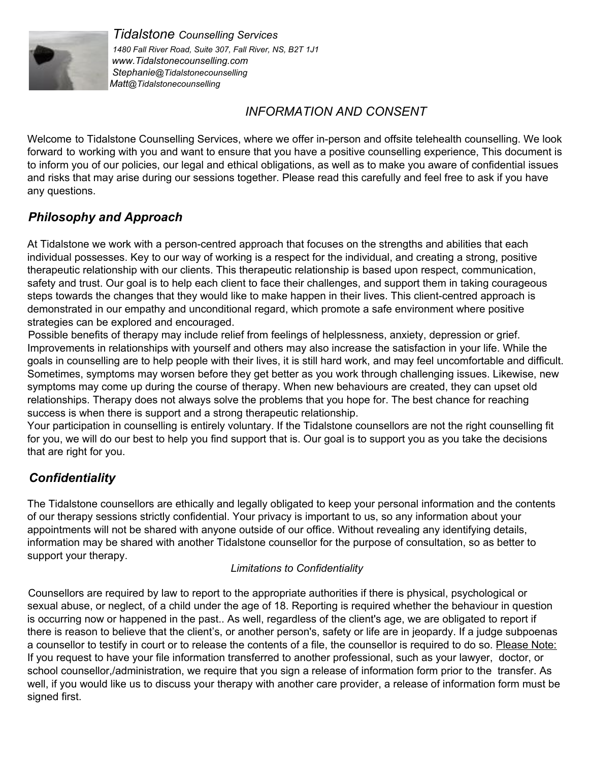*Tidalstone Counselling Services*

*1480 Fall River Road, Suite 307, Fall River, NS, B2T 1J1*
*www.Tidalstonecounselling.com*
*Stephanie@Tidalstonecounselling*
*Matt@Tidalstonecounselling*

# *INFORMATION AND CONSENT*

Welcome to Tidalstone Counselling Services, where we offer in-person and offsite telehealth counselling. We look forward to working with you and want to ensure that you have a positive counselling experience, This document is to inform you of our policies, our legal and ethical obligations, as well as to make you aware of confidential issues and risks that may arise during our sessions together. Please read this carefully and feel free to ask if you have any questions.

## *Philosophy and Approach*

At Tidalstone we work with a person-centred approach that focuses on the strengths and abilities that each individual possesses. Key to our way of working is a respect for the individual, and creating a strong, positive therapeutic relationship with our clients. This therapeutic relationship is based upon respect, communication, safety and trust. Our goal is to help each client to face their challenges, and support them in taking courageous steps towards the changes that they would like to make happen in their lives. This client-centred approach is demonstrated in our empathy and unconditional regard, which promote a safe environment where positive strategies can be explored and encouraged.

Possible benefits of therapy may include relief from feelings of helplessness, anxiety, depression or grief. Improvements in relationships with yourself and others may also increase the satisfaction in your life. While the goals in counselling are to help people with their lives, it is still hard work, and may feel uncomfortable and difficult. Sometimes, symptoms may worsen before they get better as you work through challenging issues. Likewise, new symptoms may come up during the course of therapy. When new behaviours are created, they can upset old relationships. Therapy does not always solve the problems that you hope for. The best chance for reaching success is when there is support and a strong therapeutic relationship.

Your participation in counselling is entirely voluntary. If the Tidalstone counsellors are not the right counselling fit for you, we will do our best to help you find support that is. Our goal is to support you as you take the decisions that are right for you.

## *Confidentiality*

The Tidalstone counsellors are ethically and legally obligated to keep your personal information and the contents of our therapy sessions strictly confidential. Your privacy is important to us, so any information about your appointments will not be shared with anyone outside of our office. Without revealing any identifying details, information may be shared with another Tidalstone counsellor for the purpose of consultation, so as better to support your therapy.

### *Limitations to Confidentiality*

Counsellors are required by law to report to the appropriate authorities if there is physical, psychological or sexual abuse, or neglect, of a child under the age of 18. Reporting is required whether the behaviour in question is occurring now or happened in the past.. As well, regardless of the client's age, we are obligated to report if there is reason to believe that the client's, or another person's, safety or life are in jeopardy. If a judge subpoenas a counsellor to testify in court or to release the contents of a file, the counsellor is required to do so. <u>Please Note:</u> If you request to have your file information transferred to another professional, such as your lawyer, doctor, or school counsellor,/administration, we require that you sign a release of information form prior to the transfer. As well, if you would like us to discuss your therapy with another care provider, a release of information form must be signed first.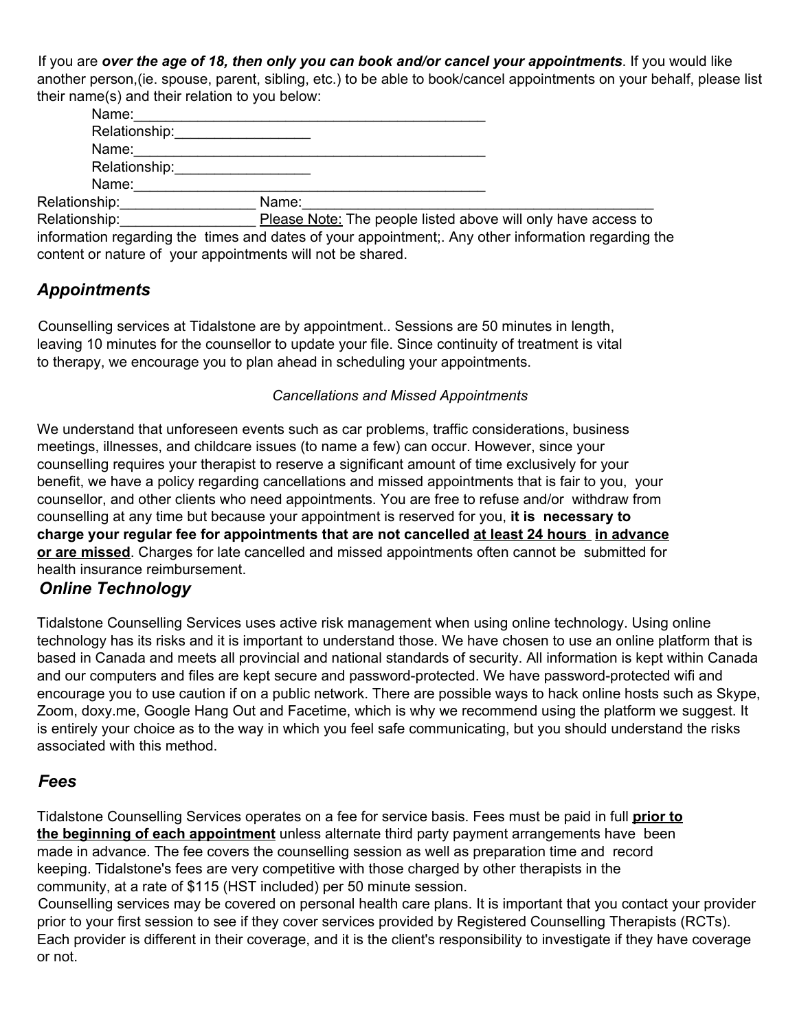If you are ***over the age of 18, then only you can book and/or cancel your appointments***. If you would like another person,(ie. spouse, parent, sibling, etc.) to be able to book/cancel appointments on your behalf, please list their name(s) and their relation to you below:

Name:_____________________________________________

Relationship:_________________

Name:_____________________________________________

Relationship:_________________

Name:_____________________________________________

Relationship:_________________ Name:_____________________________________________

Relationship:_________________ <u>Please Note:</u> The people listed above will only have access to information regarding the times and dates of your appointment;. Any other information regarding the content or nature of your appointments will not be shared.

## *Appointments*

Counselling services at Tidalstone are by appointment.. Sessions are 50 minutes in length, leaving 10 minutes for the counsellor to update your file. Since continuity of treatment is vital to therapy, we encourage you to plan ahead in scheduling your appointments.

*Cancellations and Missed Appointments*

We understand that unforeseen events such as car problems, traffic considerations, business meetings, illnesses, and childcare issues (to name a few) can occur. However, since your counselling requires your therapist to reserve a significant amount of time exclusively for your benefit, we have a policy regarding cancellations and missed appointments that is fair to you, your counsellor, and other clients who need appointments. You are free to refuse and/or withdraw from counselling at any time but because your appointment is reserved for you, **it is necessary to charge your regular fee for appointments that are not cancelled <u>at least 24 hours</u> <u>in advance</u> <u>or are missed</u>**. Charges for late cancelled and missed appointments often cannot be submitted for health insurance reimbursement.

## *Online Technology*

Tidalstone Counselling Services uses active risk management when using online technology. Using online technology has its risks and it is important to understand those. We have chosen to use an online platform that is based in Canada and meets all provincial and national standards of security. All information is kept within Canada and our computers and files are kept secure and password-protected. We have password-protected wifi and encourage you to use caution if on a public network. There are possible ways to hack online hosts such as Skype, Zoom, doxy.me, Google Hang Out and Facetime, which is why we recommend using the platform we suggest. It is entirely your choice as to the way in which you feel safe communicating, but you should understand the risks associated with this method.

## *Fees*

Tidalstone Counselling Services operates on a fee for service basis. Fees must be paid in full **<u>prior to the beginning of each appointment</u>** unless alternate third party payment arrangements have been made in advance. The fee covers the counselling session as well as preparation time and record keeping. Tidalstone's fees are very competitive with those charged by other therapists in the community, at a rate of $115 (HST included) per 50 minute session.

Counselling services may be covered on personal health care plans. It is important that you contact your provider prior to your first session to see if they cover services provided by Registered Counselling Therapists (RCTs). Each provider is different in their coverage, and it is the client's responsibility to investigate if they have coverage or not.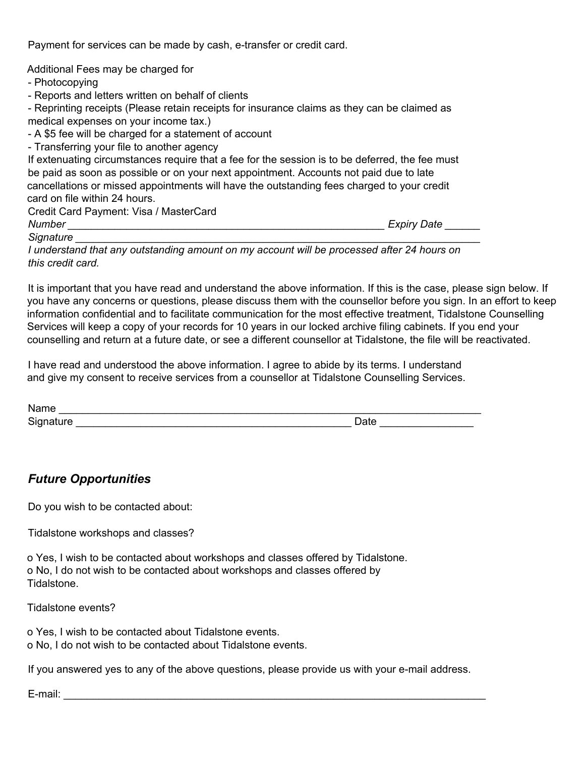Payment for services can be made by cash, e-transfer or credit card.

Additional Fees may be charged for
- Photocopying
- Reports and letters written on behalf of clients
- Reprinting receipts (Please retain receipts for insurance claims as they can be claimed as medical expenses on your income tax.)
- A $5 fee will be charged for a statement of account
- Transferring your file to another agency

If extenuating circumstances require that a fee for the session is to be deferred, the fee must be paid as soon as possible or on your next appointment. Accounts not paid due to late cancellations or missed appointments will have the outstanding fees charged to your credit card on file within 24 hours.

Credit Card Payment: Visa / MasterCard

*Number* ________________________________________________________ *Expiry Date* ______

*Signature* ________________________________________________________________________

*I understand that any outstanding amount on my account will be processed after 24 hours on this credit card.*

It is important that you have read and understand the above information. If this is the case, please sign below. If you have any concerns or questions, please discuss them with the counsellor before you sign. In an effort to keep information confidential and to facilitate communication for the most effective treatment, Tidalstone Counselling Services will keep a copy of your records for 10 years in our locked archive filing cabinets. If you end your counselling and return at a future date, or see a different counsellor at Tidalstone, the file will be reactivated.

I have read and understood the above information. I agree to abide by its terms. I understand and give my consent to receive services from a counsellor at Tidalstone Counselling Services.

Name ___________________________________________________________________________

Signature _________________________________________________ Date ________________

## *Future Opportunities*

Do you wish to be contacted about:

Tidalstone workshops and classes?

o Yes, I wish to be contacted about workshops and classes offered by Tidalstone.
o No, I do not wish to be contacted about workshops and classes offered by Tidalstone.

Tidalstone events?

o Yes, I wish to be contacted about Tidalstone events.
o No, I do not wish to be contacted about Tidalstone events.

If you answered yes to any of the above questions, please provide us with your e-mail address.

E-mail: ________________________________________________________________________